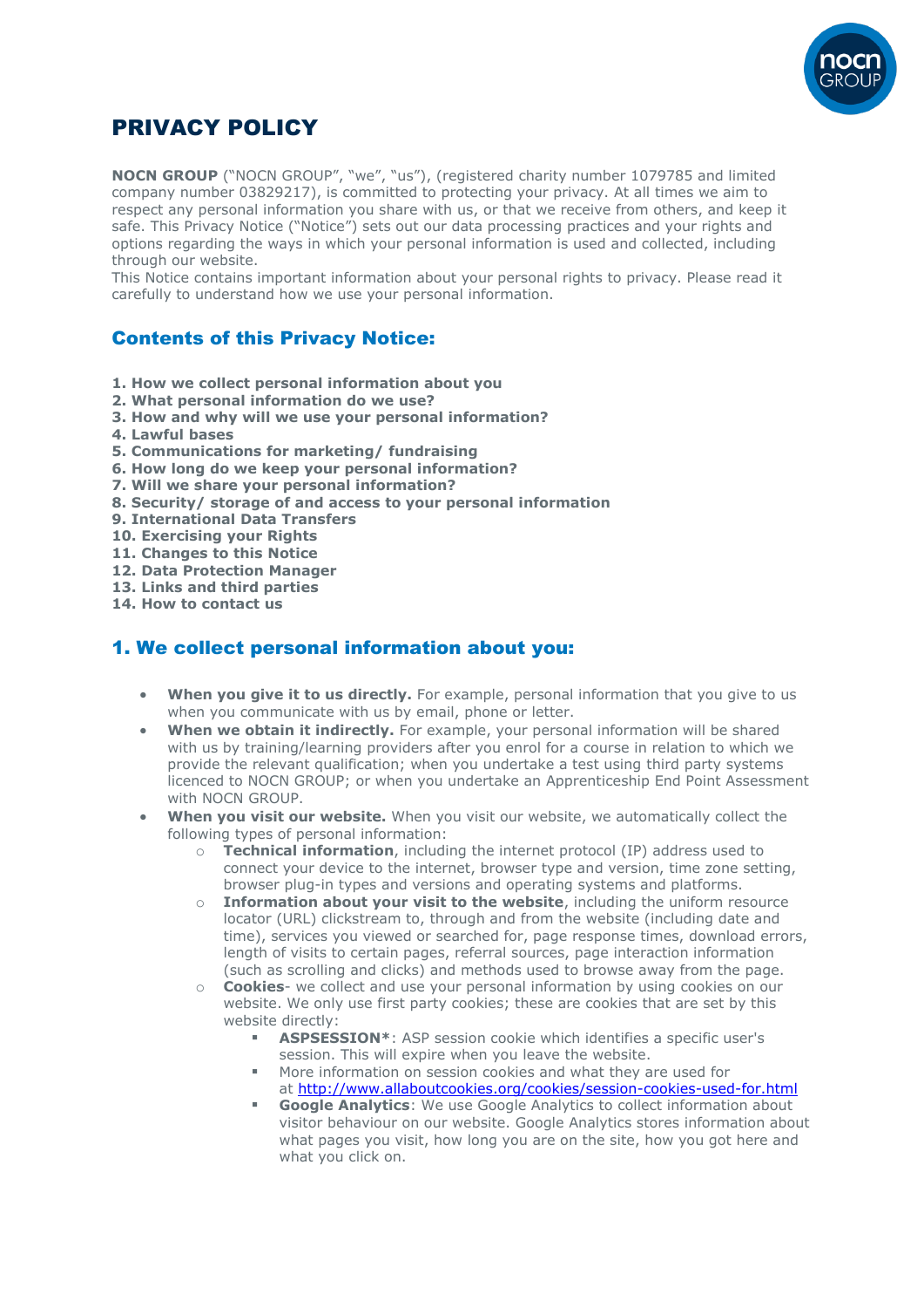# PRIVACY POLICY

**NOCN GROUP** ("NOCN GROUP", "we", "us"), (registered charity number 1079785 and limited company number 03829217), is committed to protecting your privacy. At all times we aim to respect any personal information you share with us, or that we receive from others, and keep it safe. This Privacy Notice ("Notice") sets out our data processing practices and your rights and options regarding the ways in which your personal information is used and collected, including through our website.

This Notice contains important information about your personal rights to privacy. Please read it carefully to understand how we use your personal information.

## Contents of this Privacy Notice:

**1. How we collect personal information about you**
**2. What personal information do we use?**
**3. How and why will we use your personal information?**
**4. Lawful bases**
**5. Communications for marketing/ fundraising**
**6. How long do we keep your personal information?**
**7. Will we share your personal information?**
**8. Security/ storage of and access to your personal information**
**9. International Data Transfers**
**10. Exercising your Rights**
**11. Changes to this Notice**
**12. Data Protection Manager**
**13. Links and third parties**
**14. How to contact us**

## 1. We collect personal information about you:

- **When you give it to us directly.** For example, personal information that you give to us when you communicate with us by email, phone or letter.
- **When we obtain it indirectly.** For example, your personal information will be shared with us by training/learning providers after you enrol for a course in relation to which we provide the relevant qualification; when you undertake a test using third party systems licenced to NOCN GROUP; or when you undertake an Apprenticeship End Point Assessment with NOCN GROUP.
- **When you visit our website.** When you visit our website, we automatically collect the following types of personal information:
    - **Technical information**, including the internet protocol (IP) address used to connect your device to the internet, browser type and version, time zone setting, browser plug-in types and versions and operating systems and platforms.
    - **Information about your visit to the website**, including the uniform resource locator (URL) clickstream to, through and from the website (including date and time), services you viewed or searched for, page response times, download errors, length of visits to certain pages, referral sources, page interaction information (such as scrolling and clicks) and methods used to browse away from the page.
    - **Cookies**- we collect and use your personal information by using cookies on our website. We only use first party cookies; these are cookies that are set by this website directly:
        - **ASPSESSION***: ASP session cookie which identifies a specific user's session. This will expire when you leave the website.
        - More information on session cookies and what they are used for at http://www.allaboutcookies.org/cookies/session-cookies-used-for.html
        - **Google Analytics**: We use Google Analytics to collect information about visitor behaviour on our website. Google Analytics stores information about what pages you visit, how long you are on the site, how you got here and what you click on.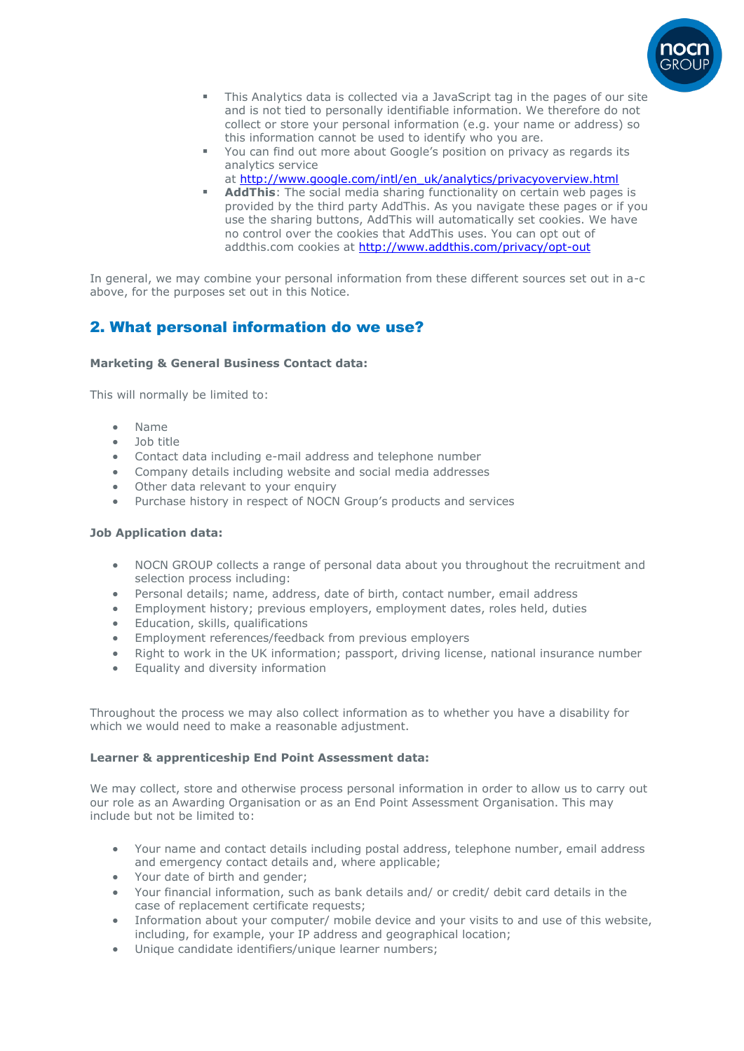- This Analytics data is collected via a JavaScript tag in the pages of our site and is not tied to personally identifiable information. We therefore do not collect or store your personal information (e.g. your name or address) so this information cannot be used to identify who you are.
- You can find out more about Google's position on privacy as regards its analytics service at [http://www.google.com/intl/en_uk/analytics/privacyoverview.html](http://www.google.com/intl/en_uk/analytics/privacyoverview.html)
- **AddThis**: The social media sharing functionality on certain web pages is provided by the third party AddThis. As you navigate these pages or if you use the sharing buttons, AddThis will automatically set cookies. We have no control over the cookies that AddThis uses. You can opt out of addthis.com cookies at [http://www.addthis.com/privacy/opt-out](http://www.addthis.com/privacy/opt-out)

In general, we may combine your personal information from these different sources set out in a-c above, for the purposes set out in this Notice.

## 2. What personal information do we use?

**Marketing & General Business Contact data:**

This will normally be limited to:

- Name
- Job title
- Contact data including e-mail address and telephone number
- Company details including website and social media addresses
- Other data relevant to your enquiry
- Purchase history in respect of NOCN Group's products and services

**Job Application data:**

- NOCN GROUP collects a range of personal data about you throughout the recruitment and selection process including:
- Personal details; name, address, date of birth, contact number, email address
- Employment history; previous employers, employment dates, roles held, duties
- Education, skills, qualifications
- Employment references/feedback from previous employers
- Right to work in the UK information; passport, driving license, national insurance number
- Equality and diversity information

Throughout the process we may also collect information as to whether you have a disability for which we would need to make a reasonable adjustment.

**Learner & apprenticeship End Point Assessment data:**

We may collect, store and otherwise process personal information in order to allow us to carry out our role as an Awarding Organisation or as an End Point Assessment Organisation. This may include but not be limited to:

- Your name and contact details including postal address, telephone number, email address and emergency contact details and, where applicable;
- Your date of birth and gender;
- Your financial information, such as bank details and/ or credit/ debit card details in the case of replacement certificate requests;
- Information about your computer/ mobile device and your visits to and use of this website, including, for example, your IP address and geographical location;
- Unique candidate identifiers/unique learner numbers;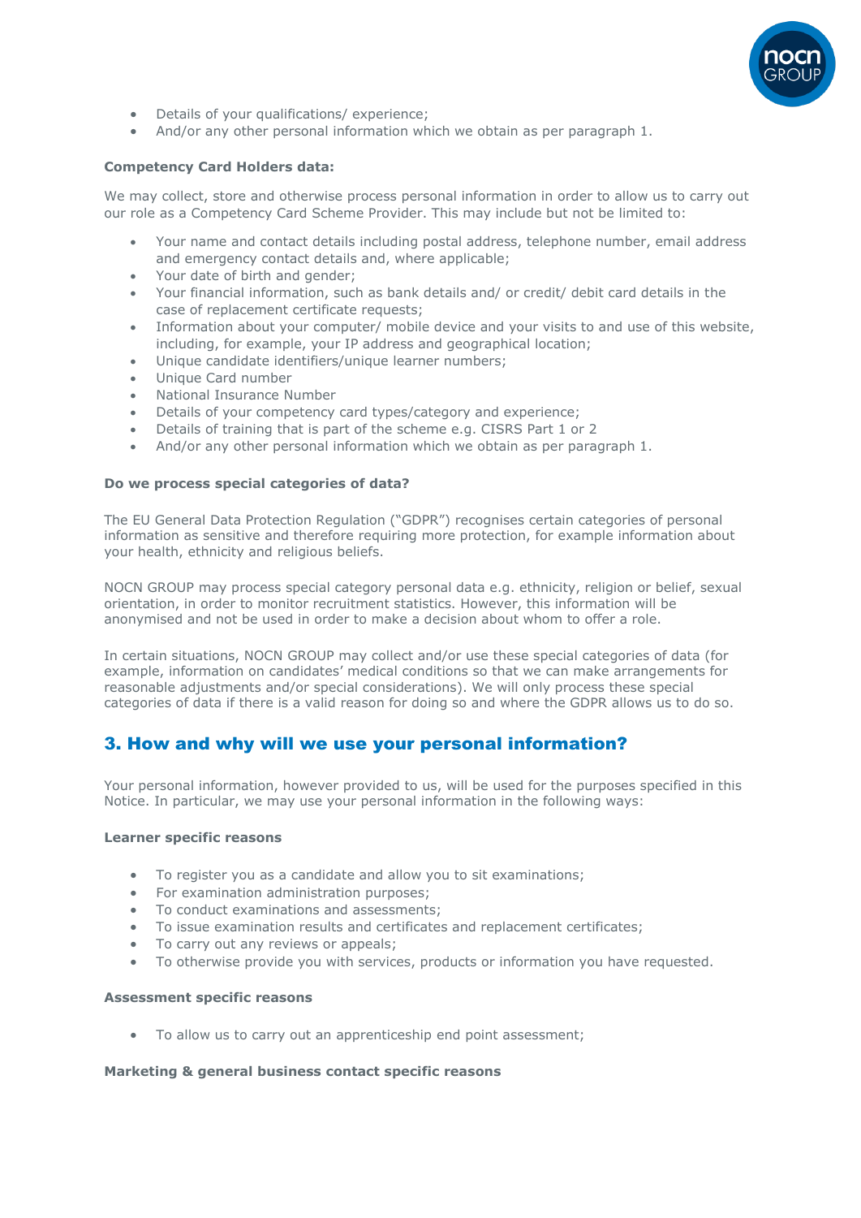- Details of your qualifications/ experience;
- And/or any other personal information which we obtain as per paragraph 1.

**Competency Card Holders data:**

We may collect, store and otherwise process personal information in order to allow us to carry out our role as a Competency Card Scheme Provider. This may include but not be limited to:

- Your name and contact details including postal address, telephone number, email address and emergency contact details and, where applicable;
- Your date of birth and gender;
- Your financial information, such as bank details and/ or credit/ debit card details in the case of replacement certificate requests;
- Information about your computer/ mobile device and your visits to and use of this website, including, for example, your IP address and geographical location;
- Unique candidate identifiers/unique learner numbers;
- Unique Card number
- National Insurance Number
- Details of your competency card types/category and experience;
- Details of training that is part of the scheme e.g. CISRS Part 1 or 2
- And/or any other personal information which we obtain as per paragraph 1.

**Do we process special categories of data?**

The EU General Data Protection Regulation ("GDPR") recognises certain categories of personal information as sensitive and therefore requiring more protection, for example information about your health, ethnicity and religious beliefs.

NOCN GROUP may process special category personal data e.g. ethnicity, religion or belief, sexual orientation, in order to monitor recruitment statistics. However, this information will be anonymised and not be used in order to make a decision about whom to offer a role.

In certain situations, NOCN GROUP may collect and/or use these special categories of data (for example, information on candidates' medical conditions so that we can make arrangements for reasonable adjustments and/or special considerations). We will only process these special categories of data if there is a valid reason for doing so and where the GDPR allows us to do so.

## 3. How and why will we use your personal information?

Your personal information, however provided to us, will be used for the purposes specified in this Notice. In particular, we may use your personal information in the following ways:

**Learner specific reasons**

- To register you as a candidate and allow you to sit examinations;
- For examination administration purposes;
- To conduct examinations and assessments;
- To issue examination results and certificates and replacement certificates;
- To carry out any reviews or appeals;
- To otherwise provide you with services, products or information you have requested.

**Assessment specific reasons**

- To allow us to carry out an apprenticeship end point assessment;

**Marketing & general business contact specific reasons**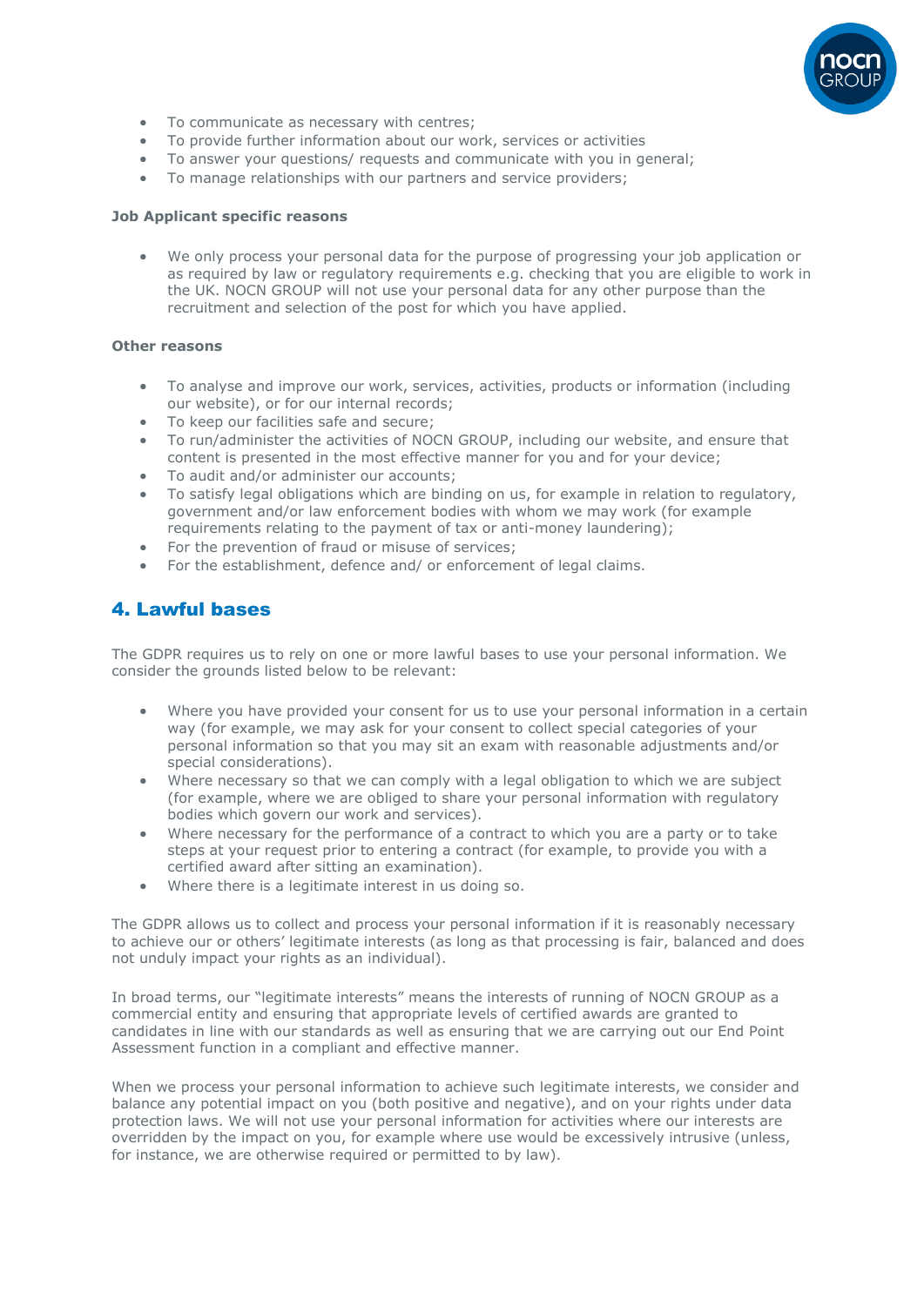- To communicate as necessary with centres;
- To provide further information about our work, services or activities
- To answer your questions/ requests and communicate with you in general;
- To manage relationships with our partners and service providers;

**Job Applicant specific reasons**

- We only process your personal data for the purpose of progressing your job application or as required by law or regulatory requirements e.g. checking that you are eligible to work in the UK. NOCN GROUP will not use your personal data for any other purpose than the recruitment and selection of the post for which you have applied.

**Other reasons**

- To analyse and improve our work, services, activities, products or information (including our website), or for our internal records;
- To keep our facilities safe and secure;
- To run/administer the activities of NOCN GROUP, including our website, and ensure that content is presented in the most effective manner for you and for your device;
- To audit and/or administer our accounts;
- To satisfy legal obligations which are binding on us, for example in relation to regulatory, government and/or law enforcement bodies with whom we may work (for example requirements relating to the payment of tax or anti-money laundering);
- For the prevention of fraud or misuse of services;
- For the establishment, defence and/ or enforcement of legal claims.

## 4. Lawful bases

The GDPR requires us to rely on one or more lawful bases to use your personal information. We consider the grounds listed below to be relevant:

- Where you have provided your consent for us to use your personal information in a certain way (for example, we may ask for your consent to collect special categories of your personal information so that you may sit an exam with reasonable adjustments and/or special considerations).
- Where necessary so that we can comply with a legal obligation to which we are subject (for example, where we are obliged to share your personal information with regulatory bodies which govern our work and services).
- Where necessary for the performance of a contract to which you are a party or to take steps at your request prior to entering a contract (for example, to provide you with a certified award after sitting an examination).
- Where there is a legitimate interest in us doing so.

The GDPR allows us to collect and process your personal information if it is reasonably necessary to achieve our or others' legitimate interests (as long as that processing is fair, balanced and does not unduly impact your rights as an individual).

In broad terms, our "legitimate interests" means the interests of running of NOCN GROUP as a commercial entity and ensuring that appropriate levels of certified awards are granted to candidates in line with our standards as well as ensuring that we are carrying out our End Point Assessment function in a compliant and effective manner.

When we process your personal information to achieve such legitimate interests, we consider and balance any potential impact on you (both positive and negative), and on your rights under data protection laws. We will not use your personal information for activities where our interests are overridden by the impact on you, for example where use would be excessively intrusive (unless, for instance, we are otherwise required or permitted to by law).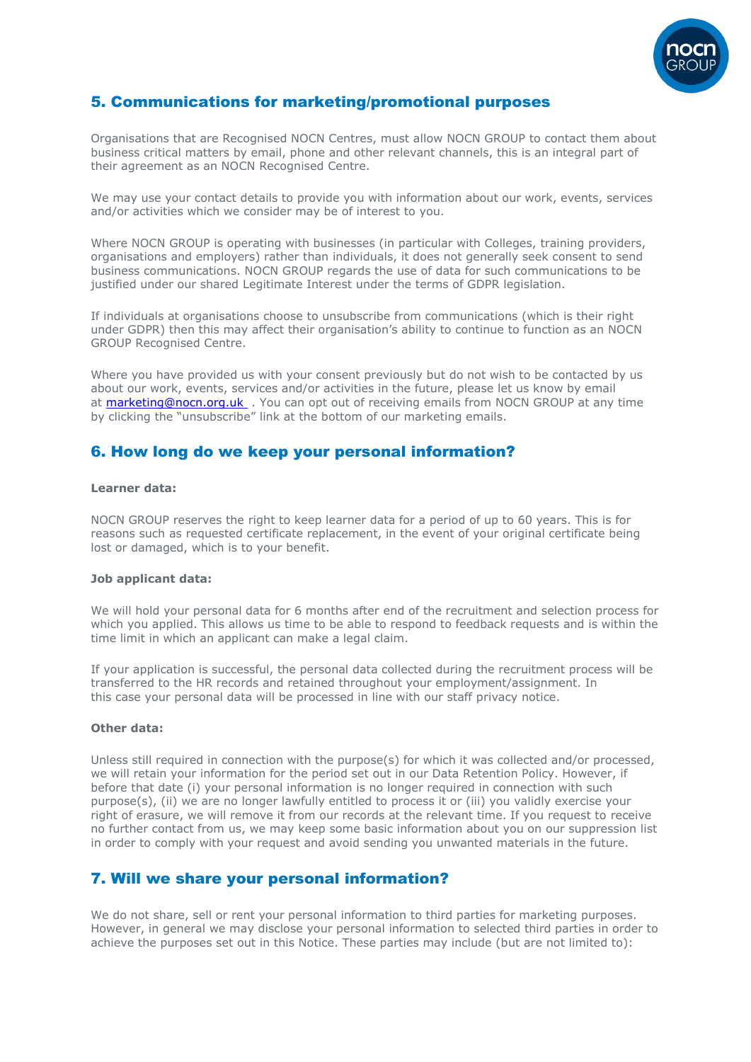## 5. Communications for marketing/promotional purposes

Organisations that are Recognised NOCN Centres, must allow NOCN GROUP to contact them about business critical matters by email, phone and other relevant channels, this is an integral part of their agreement as an NOCN Recognised Centre.

We may use your contact details to provide you with information about our work, events, services and/or activities which we consider may be of interest to you.

Where NOCN GROUP is operating with businesses (in particular with Colleges, training providers, organisations and employers) rather than individuals, it does not generally seek consent to send business communications. NOCN GROUP regards the use of data for such communications to be justified under our shared Legitimate Interest under the terms of GDPR legislation.

If individuals at organisations choose to unsubscribe from communications (which is their right under GDPR) then this may affect their organisation's ability to continue to function as an NOCN GROUP Recognised Centre.

Where you have provided us with your consent previously but do not wish to be contacted by us about our work, events, services and/or activities in the future, please let us know by email at marketing@nocn.org.uk . You can opt out of receiving emails from NOCN GROUP at any time by clicking the "unsubscribe" link at the bottom of our marketing emails.

## 6. How long do we keep your personal information?

**Learner data:**

NOCN GROUP reserves the right to keep learner data for a period of up to 60 years. This is for reasons such as requested certificate replacement, in the event of your original certificate being lost or damaged, which is to your benefit.

**Job applicant data:**

We will hold your personal data for 6 months after end of the recruitment and selection process for which you applied. This allows us time to be able to respond to feedback requests and is within the time limit in which an applicant can make a legal claim.

If your application is successful, the personal data collected during the recruitment process will be transferred to the HR records and retained throughout your employment/assignment. In this case your personal data will be processed in line with our staff privacy notice.

**Other data:**

Unless still required in connection with the purpose(s) for which it was collected and/or processed, we will retain your information for the period set out in our Data Retention Policy. However, if before that date (i) your personal information is no longer required in connection with such purpose(s), (ii) we are no longer lawfully entitled to process it or (iii) you validly exercise your right of erasure, we will remove it from our records at the relevant time. If you request to receive no further contact from us, we may keep some basic information about you on our suppression list in order to comply with your request and avoid sending you unwanted materials in the future.

## 7. Will we share your personal information?

We do not share, sell or rent your personal information to third parties for marketing purposes. However, in general we may disclose your personal information to selected third parties in order to achieve the purposes set out in this Notice. These parties may include (but are not limited to):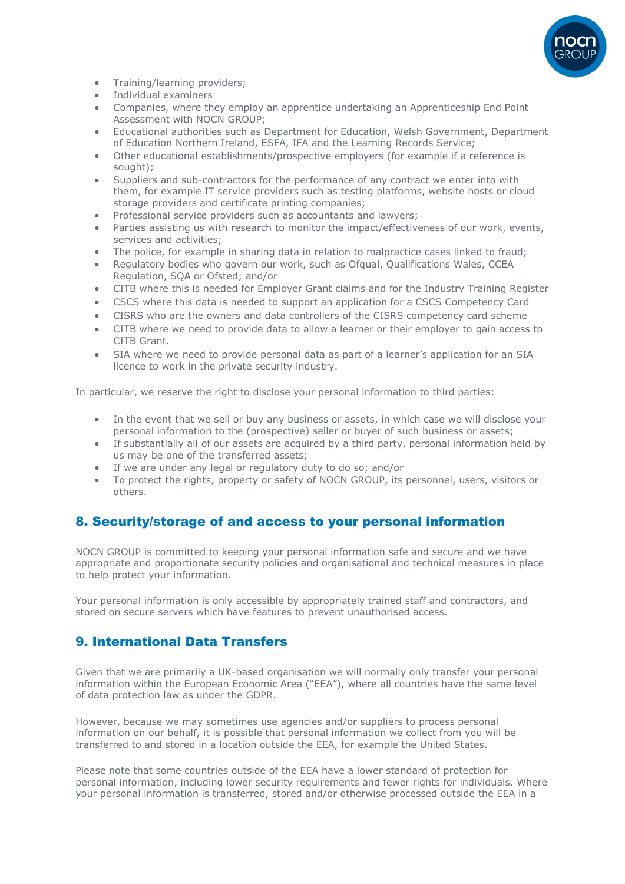- Training/learning providers;
- Individual examiners
- Companies, where they employ an apprentice undertaking an Apprenticeship End Point Assessment with NOCN GROUP;
- Educational authorities such as Department for Education, Welsh Government, Department of Education Northern Ireland, ESFA, IFA and the Learning Records Service;
- Other educational establishments/prospective employers (for example if a reference is sought);
- Suppliers and sub-contractors for the performance of any contract we enter into with them, for example IT service providers such as testing platforms, website hosts or cloud storage providers and certificate printing companies;
- Professional service providers such as accountants and lawyers;
- Parties assisting us with research to monitor the impact/effectiveness of our work, events, services and activities;
- The police, for example in sharing data in relation to malpractice cases linked to fraud;
- Regulatory bodies who govern our work, such as Ofqual, Qualifications Wales, CCEA Regulation, SQA or Ofsted; and/or
- CITB where this is needed for Employer Grant claims and for the Industry Training Register
- CSCS where this data is needed to support an application for a CSCS Competency Card
- CISRS who are the owners and data controllers of the CISRS competency card scheme
- CITB where we need to provide data to allow a learner or their employer to gain access to CITB Grant.
- SIA where we need to provide personal data as part of a learner's application for an SIA licence to work in the private security industry.

In particular, we reserve the right to disclose your personal information to third parties:

- In the event that we sell or buy any business or assets, in which case we will disclose your personal information to the (prospective) seller or buyer of such business or assets;
- If substantially all of our assets are acquired by a third party, personal information held by us may be one of the transferred assets;
- If we are under any legal or regulatory duty to do so; and/or
- To protect the rights, property or safety of NOCN GROUP, its personnel, users, visitors or others.

## 8. Security/storage of and access to your personal information

NOCN GROUP is committed to keeping your personal information safe and secure and we have appropriate and proportionate security policies and organisational and technical measures in place to help protect your information.

Your personal information is only accessible by appropriately trained staff and contractors, and stored on secure servers which have features to prevent unauthorised access.

## 9. International Data Transfers

Given that we are primarily a UK-based organisation we will normally only transfer your personal information within the European Economic Area ("EEA"), where all countries have the same level of data protection law as under the GDPR.

However, because we may sometimes use agencies and/or suppliers to process personal information on our behalf, it is possible that personal information we collect from you will be transferred to and stored in a location outside the EEA, for example the United States.

Please note that some countries outside of the EEA have a lower standard of protection for personal information, including lower security requirements and fewer rights for individuals. Where your personal information is transferred, stored and/or otherwise processed outside the EEA in a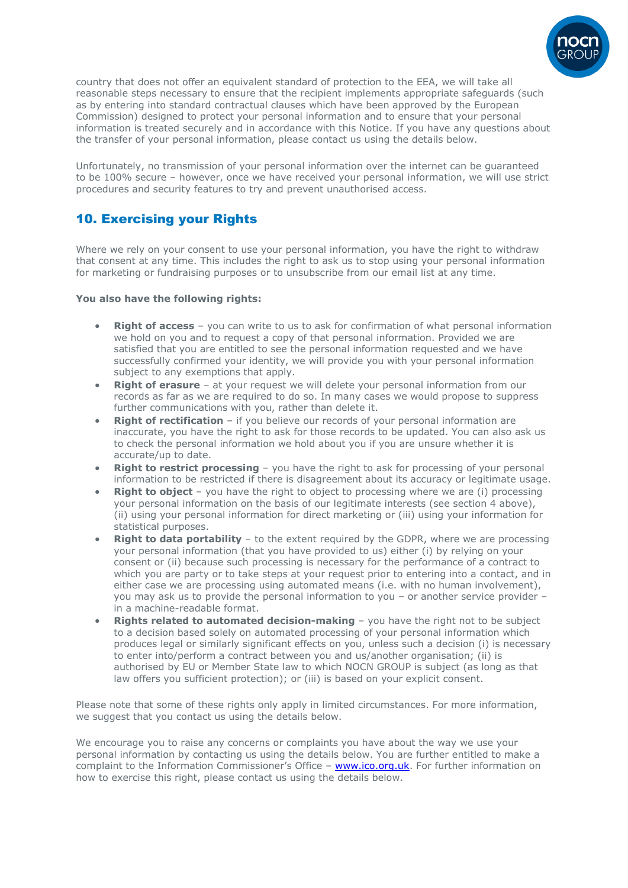country that does not offer an equivalent standard of protection to the EEA, we will take all reasonable steps necessary to ensure that the recipient implements appropriate safeguards (such as by entering into standard contractual clauses which have been approved by the European Commission) designed to protect your personal information and to ensure that your personal information is treated securely and in accordance with this Notice. If you have any questions about the transfer of your personal information, please contact us using the details below.

Unfortunately, no transmission of your personal information over the internet can be guaranteed to be 100% secure – however, once we have received your personal information, we will use strict procedures and security features to try and prevent unauthorised access.

## 10. Exercising your Rights

Where we rely on your consent to use your personal information, you have the right to withdraw that consent at any time. This includes the right to ask us to stop using your personal information for marketing or fundraising purposes or to unsubscribe from our email list at any time.

**You also have the following rights:**

- **Right of access** – you can write to us to ask for confirmation of what personal information we hold on you and to request a copy of that personal information. Provided we are satisfied that you are entitled to see the personal information requested and we have successfully confirmed your identity, we will provide you with your personal information subject to any exemptions that apply.
- **Right of erasure** – at your request we will delete your personal information from our records as far as we are required to do so. In many cases we would propose to suppress further communications with you, rather than delete it.
- **Right of rectification** – if you believe our records of your personal information are inaccurate, you have the right to ask for those records to be updated. You can also ask us to check the personal information we hold about you if you are unsure whether it is accurate/up to date.
- **Right to restrict processing** – you have the right to ask for processing of your personal information to be restricted if there is disagreement about its accuracy or legitimate usage.
- **Right to object** – you have the right to object to processing where we are (i) processing your personal information on the basis of our legitimate interests (see section 4 above), (ii) using your personal information for direct marketing or (iii) using your information for statistical purposes.
- **Right to data portability** – to the extent required by the GDPR, where we are processing your personal information (that you have provided to us) either (i) by relying on your consent or (ii) because such processing is necessary for the performance of a contract to which you are party or to take steps at your request prior to entering into a contact, and in either case we are processing using automated means (i.e. with no human involvement), you may ask us to provide the personal information to you – or another service provider – in a machine-readable format.
- **Rights related to automated decision-making** – you have the right not to be subject to a decision based solely on automated processing of your personal information which produces legal or similarly significant effects on you, unless such a decision (i) is necessary to enter into/perform a contract between you and us/another organisation; (ii) is authorised by EU or Member State law to which NOCN GROUP is subject (as long as that law offers you sufficient protection); or (iii) is based on your explicit consent.

Please note that some of these rights only apply in limited circumstances. For more information, we suggest that you contact us using the details below.

We encourage you to raise any concerns or complaints you have about the way we use your personal information by contacting us using the details below. You are further entitled to make a complaint to the Information Commissioner's Office – [www.ico.org.uk](http://www.ico.org.uk). For further information on how to exercise this right, please contact us using the details below.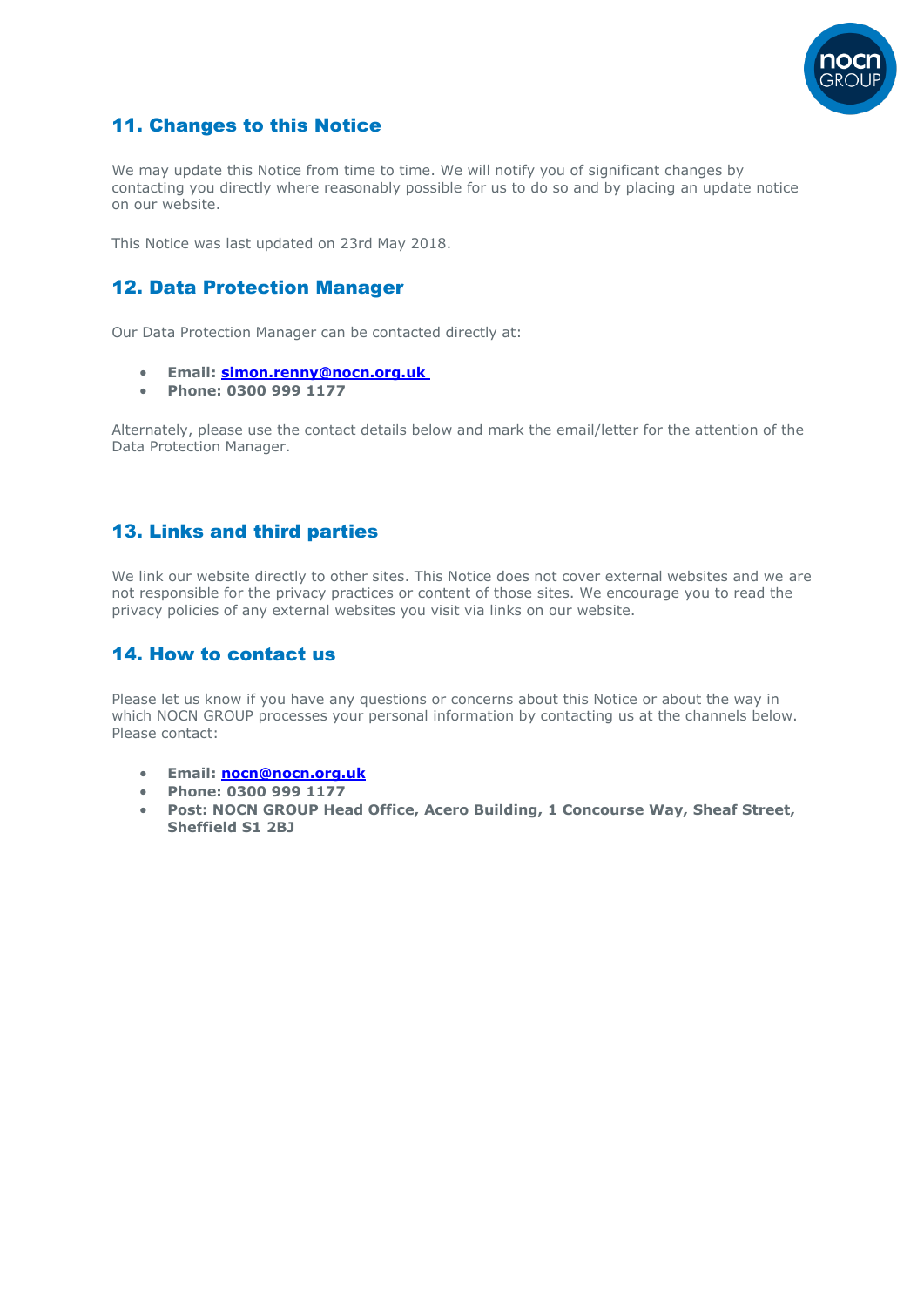## 11. Changes to this Notice

We may update this Notice from time to time. We will notify you of significant changes by contacting you directly where reasonably possible for us to do so and by placing an update notice on our website.

This Notice was last updated on 23rd May 2018.

## 12. Data Protection Manager

Our Data Protection Manager can be contacted directly at:

- **Email: simon.renny@nocn.org.uk**
- **Phone: 0300 999 1177**

Alternately, please use the contact details below and mark the email/letter for the attention of the Data Protection Manager.

## 13. Links and third parties

We link our website directly to other sites. This Notice does not cover external websites and we are not responsible for the privacy practices or content of those sites. We encourage you to read the privacy policies of any external websites you visit via links on our website.

## 14. How to contact us

Please let us know if you have any questions or concerns about this Notice or about the way in which NOCN GROUP processes your personal information by contacting us at the channels below. Please contact:

- **Email: nocn@nocn.org.uk**
- **Phone: 0300 999 1177**
- **Post: NOCN GROUP Head Office, Acero Building, 1 Concourse Way, Sheaf Street, Sheffield S1 2BJ**